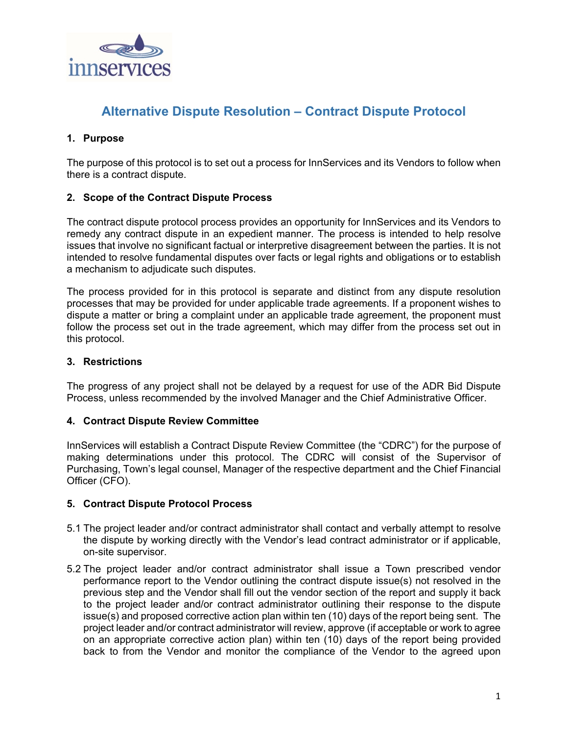innservices

# Alternative Dispute Resolution – Contract Dispute Protocol

## 1. Purpose

The purpose of this protocol is to set out a process for InnServices and its Vendors to follow when there is a contract dispute.

## 2. Scope of the Contract Dispute Process

The contract dispute protocol process provides an opportunity for InnServices and its Vendors to remedy any contract dispute in an expedient manner. The process is intended to help resolve issues that involve no significant factual or interpretive disagreement between the parties. It is not intended to resolve fundamental disputes over facts or legal rights and obligations or to establish a mechanism to adjudicate such disputes.

The process provided for in this protocol is separate and distinct from any dispute resolution processes that may be provided for under applicable trade agreements. If a proponent wishes to dispute a matter or bring a complaint under an applicable trade agreement, the proponent must follow the process set out in the trade agreement, which may differ from the process set out in this protocol.

## 3. Restrictions

The progress of any project shall not be delayed by a request for use of the ADR Bid Dispute Process, unless recommended by the involved Manager and the Chief Administrative Officer.

## 4. Contract Dispute Review Committee

InnServices will establish a Contract Dispute Review Committee (the "CDRC") for the purpose of making determinations under this protocol. The CDRC will consist of the Supervisor of Purchasing, Town's legal counsel, Manager of the respective department and the Chief Financial Officer (CFO).

## 5. Contract Dispute Protocol Process

5.1 The project leader and/or contract administrator shall contact and verbally attempt to resolve the dispute by working directly with the Vendor's lead contract administrator or if applicable, on-site supervisor.

5.2 The project leader and/or contract administrator shall issue a Town prescribed vendor performance report to the Vendor outlining the contract dispute issue(s) not resolved in the previous step and the Vendor shall fill out the vendor section of the report and supply it back to the project leader and/or contract administrator outlining their response to the dispute issue(s) and proposed corrective action plan within ten (10) days of the report being sent. The project leader and/or contract administrator will review, approve (if acceptable or work to agree on an appropriate corrective action plan) within ten (10) days of the report being provided back to from the Vendor and monitor the compliance of the Vendor to the agreed upon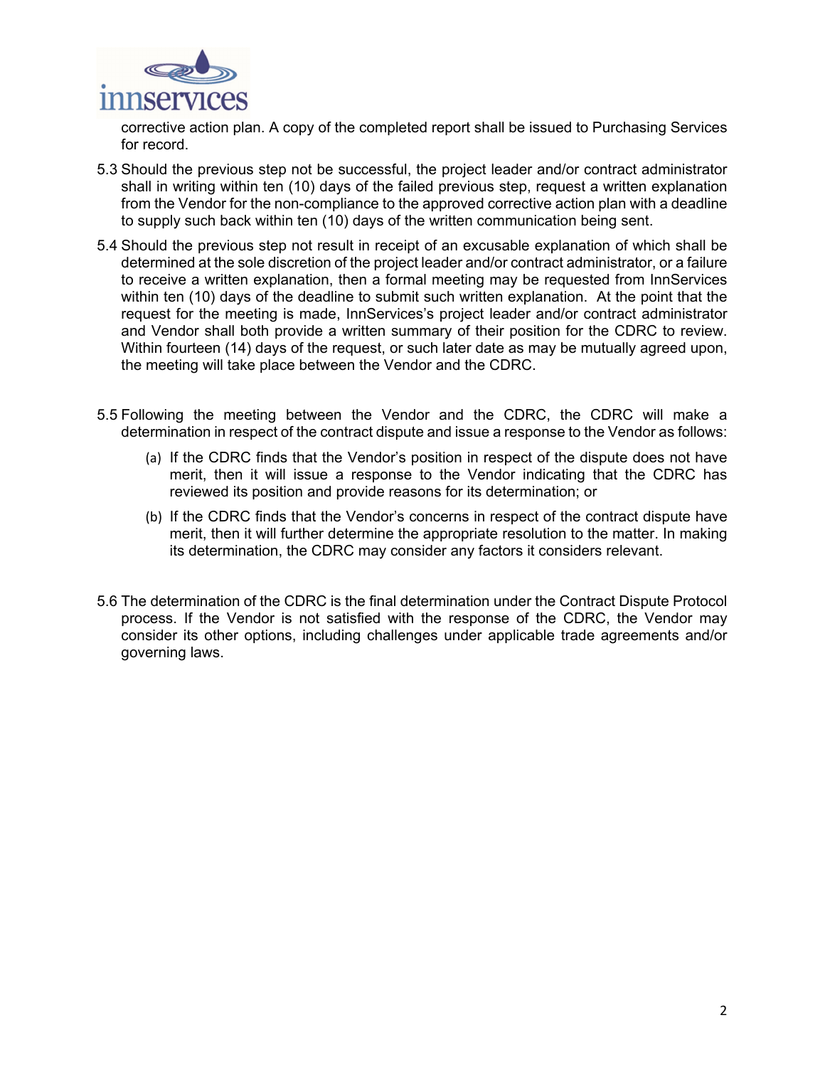corrective action plan. A copy of the completed report shall be issued to Purchasing Services for record.

5.3 Should the previous step not be successful, the project leader and/or contract administrator shall in writing within ten (10) days of the failed previous step, request a written explanation from the Vendor for the non-compliance to the approved corrective action plan with a deadline to supply such back within ten (10) days of the written communication being sent.

5.4 Should the previous step not result in receipt of an excusable explanation of which shall be determined at the sole discretion of the project leader and/or contract administrator, or a failure to receive a written explanation, then a formal meeting may be requested from InnServices within ten (10) days of the deadline to submit such written explanation. At the point that the request for the meeting is made, InnServices's project leader and/or contract administrator and Vendor shall both provide a written summary of their position for the CDRC to review. Within fourteen (14) days of the request, or such later date as may be mutually agreed upon, the meeting will take place between the Vendor and the CDRC.

5.5 Following the meeting between the Vendor and the CDRC, the CDRC will make a determination in respect of the contract dispute and issue a response to the Vendor as follows:

(a) If the CDRC finds that the Vendor's position in respect of the dispute does not have merit, then it will issue a response to the Vendor indicating that the CDRC has reviewed its position and provide reasons for its determination; or

(b) If the CDRC finds that the Vendor's concerns in respect of the contract dispute have merit, then it will further determine the appropriate resolution to the matter. In making its determination, the CDRC may consider any factors it considers relevant.

5.6 The determination of the CDRC is the final determination under the Contract Dispute Protocol process. If the Vendor is not satisfied with the response of the CDRC, the Vendor may consider its other options, including challenges under applicable trade agreements and/or governing laws.